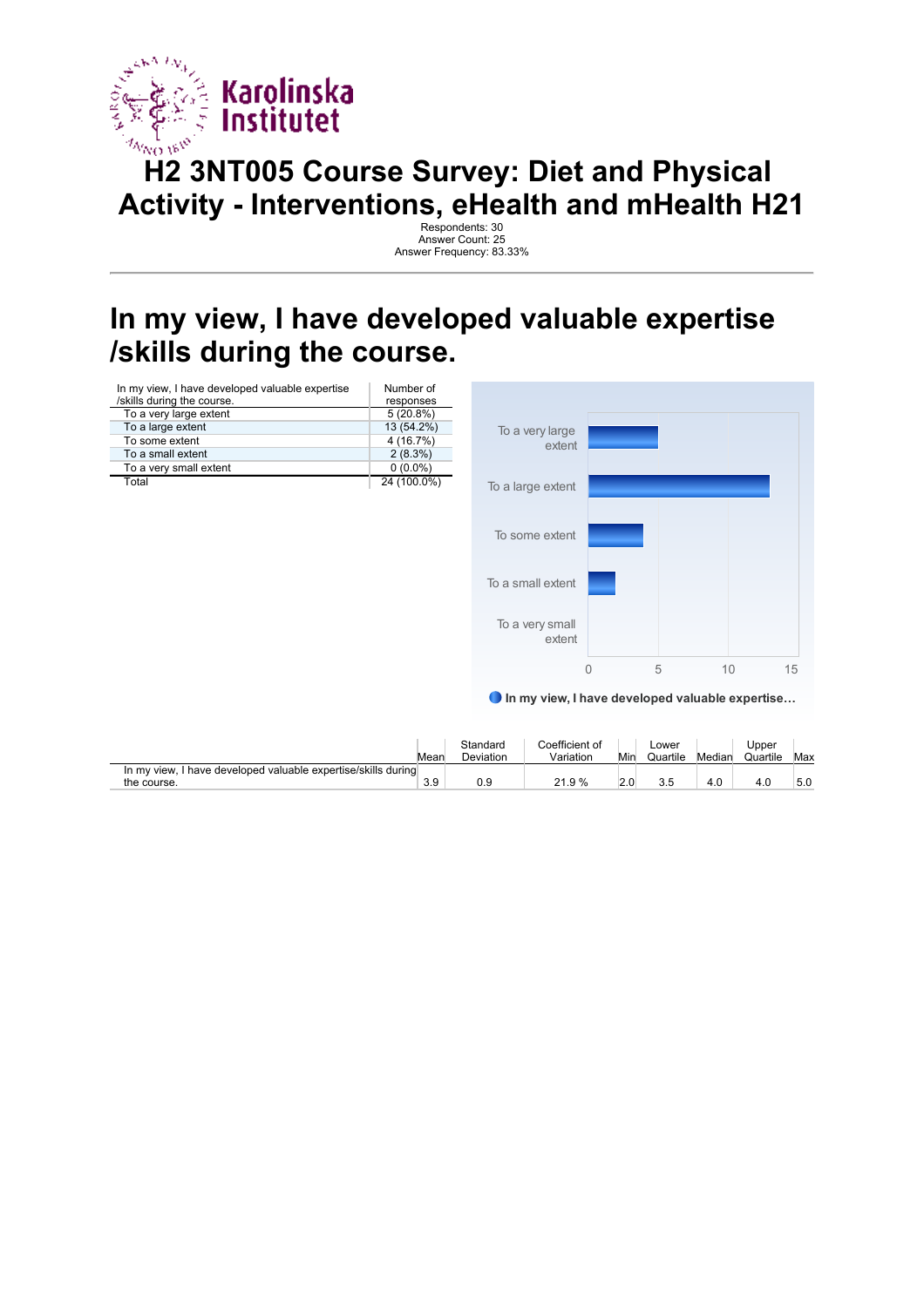# H2 3NT005 Course Survey: Diet and Physical Activity - Interventions, eHealth and mHealth H21

Respondents: 30
Answer Count: 25
Answer Frequency: 83.33%

## In my view, I have developed valuable expertise /skills during the course.

| In my view, I have developed valuable expertise /skills during the course. | Number of responses |
|---|---|
| To a very large extent | 5 (20.8%) |
| To a large extent | 13 (54.2%) |
| To some extent | 4 (16.7%) |
| To a small extent | 2 (8.3%) |
| To a very small extent | 0 (0.0%) |
| Total | 24 (100.0%) |

| | Mean | Standard Deviation | Coefficient of Variation | Min | Lower Quartile | Median | Upper Quartile | Max |
|---|---|---|---|---|---|---|---|---|
| In my view, I have developed valuable expertise/skills during the course. | 3.9 | 0.9 | 21.9 % | 2.0 | 3.5 | 4.0 | 4.0 | 5.0 |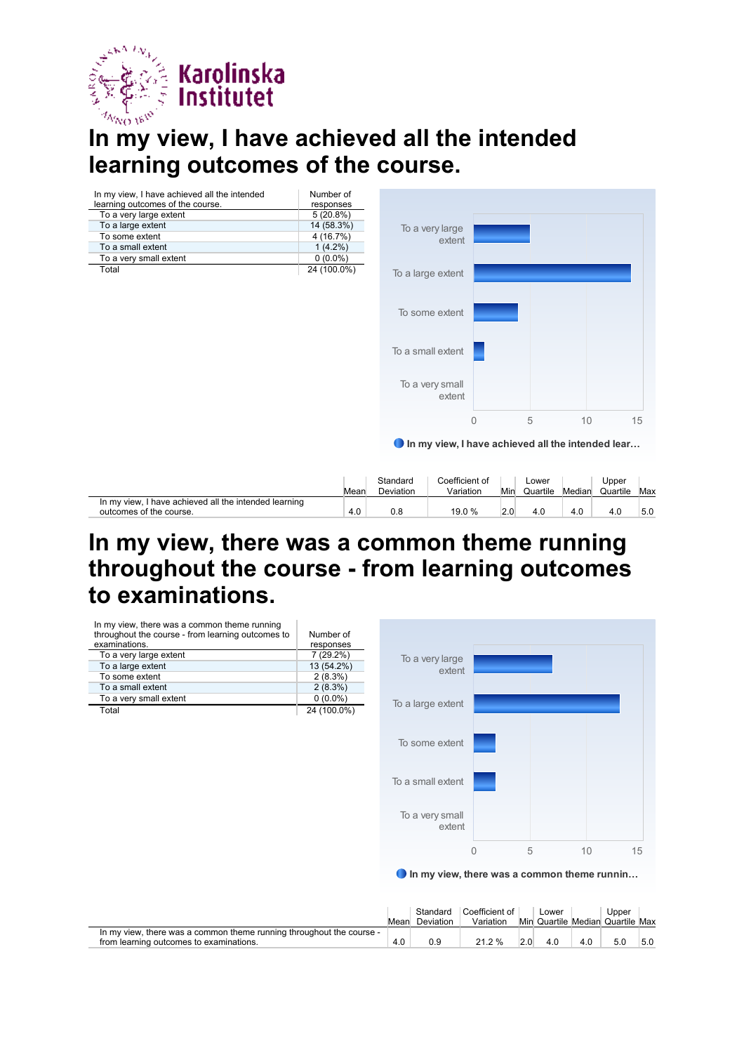# In my view, I have achieved all the intended learning outcomes of the course.

| In my view, I have achieved all the intended learning outcomes of the course. | Number of responses |
|---|---|
| To a very large extent | 5 (20.8%) |
| To a large extent | 14 (58.3%) |
| To some extent | 4 (16.7%) |
| To a small extent | 1 (4.2%) |
| To a very small extent | 0 (0.0%) |
| Total | 24 (100.0%) |

| | Mean | Standard Deviation | Coefficient of Variation | Min | Lower Quartile | Median | Upper Quartile | Max |
|---|---|---|---|---|---|---|---|---|
| In my view, I have achieved all the intended learning outcomes of the course. | 4.0 | 0.8 | 19.0 % | 2.0 | 4.0 | 4.0 | 4.0 | 5.0 |

# In my view, there was a common theme running throughout the course - from learning outcomes to examinations.

| In my view, there was a common theme running throughout the course - from learning outcomes to examinations. | Number of responses |
|---|---|
| To a very large extent | 7 (29.2%) |
| To a large extent | 13 (54.2%) |
| To some extent | 2 (8.3%) |
| To a small extent | 2 (8.3%) |
| To a very small extent | 0 (0.0%) |
| Total | 24 (100.0%) |

| | Mean | Standard Deviation | Coefficient of Variation | Min | Lower Quartile | Median | Upper Quartile | Max |
|---|---|---|---|---|---|---|---|---|
| In my view, there was a common theme running throughout the course - from learning outcomes to examinations. | 4.0 | 0.9 | 21.2 % | 2.0 | 4.0 | 4.0 | 5.0 | 5.0 |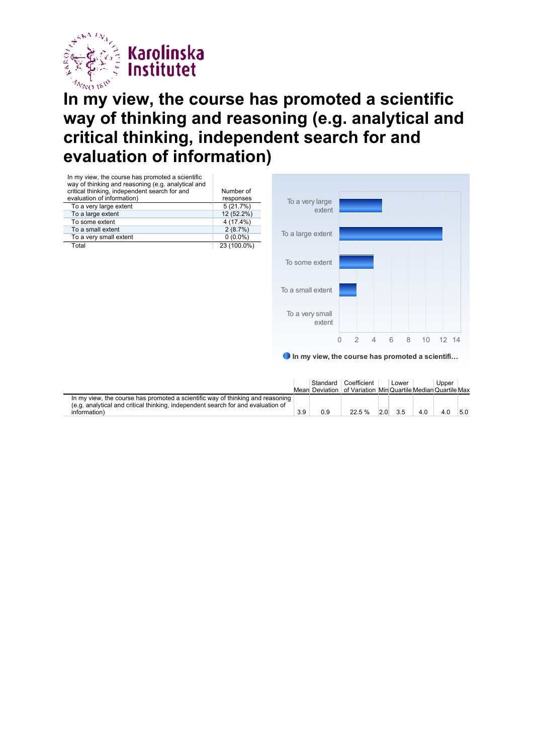Karolinska Institutet

# In my view, the course has promoted a scientific way of thinking and reasoning (e.g. analytical and critical thinking, independent search for and evaluation of information)

| In my view, the course has promoted a scientific way of thinking and reasoning (e.g. analytical and critical thinking, independent search for and evaluation of information) | Number of responses |
|---|---|
| To a very large extent | 5 (21.7%) |
| To a large extent | 12 (52.2%) |
| To some extent | 4 (17.4%) |
| To a small extent | 2 (8.7%) |
| To a very small extent | 0 (0.0%) |
| Total | 23 (100.0%) |

| | Mean | Standard Deviation | Coefficient of Variation | Min | Lower Quartile | Median | Upper Quartile | Max |
|---|---|---|---|---|---|---|---|---|
| In my view, the course has promoted a scientific way of thinking and reasoning (e.g. analytical and critical thinking, independent search for and evaluation of information) | 3.9 | 0.9 | 22.5 % | 2.0 | 3.5 | 4.0 | 4.0 | 5.0 |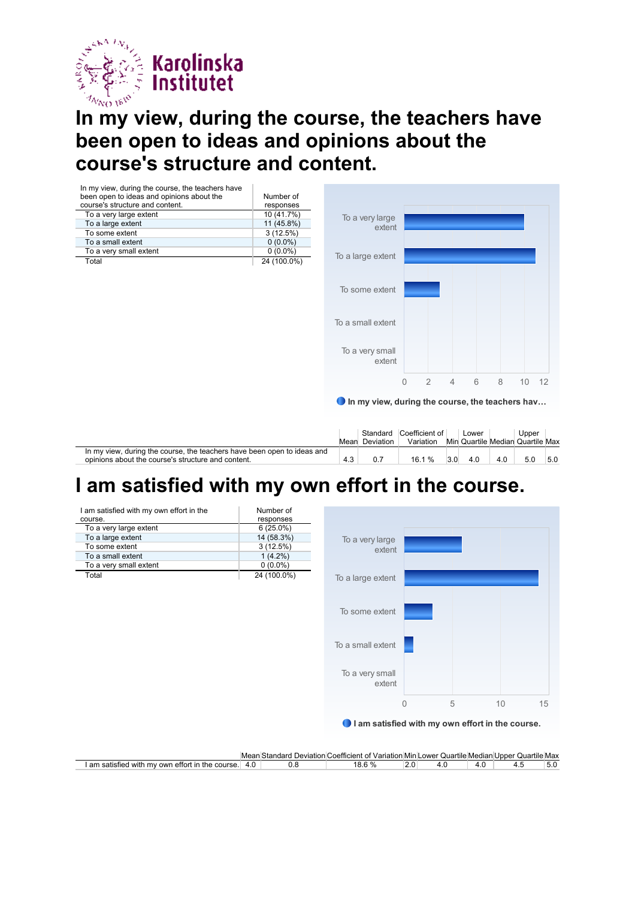# In my view, during the course, the teachers have been open to ideas and opinions about the course's structure and content.

| In my view, during the course, the teachers have been open to ideas and opinions about the course's structure and content. | Number of responses |
|---|---|
| To a very large extent | 10 (41.7%) |
| To a large extent | 11 (45.8%) |
| To some extent | 3 (12.5%) |
| To a small extent | 0 (0.0%) |
| To a very small extent | 0 (0.0%) |
| Total | 24 (100.0%) |

| | Mean | Standard Deviation | Coefficient of Variation | Min | Lower Quartile | Median | Upper Quartile | Max |
|---|---|---|---|---|---|---|---|---|
| In my view, during the course, the teachers have been open to ideas and opinions about the course's structure and content. | 4.3 | 0.7 | 16.1 % | 3.0 | 4.0 | 4.0 | 5.0 | 5.0 |

# I am satisfied with my own effort in the course.

| I am satisfied with my own effort in the course. | Number of responses |
|---|---|
| To a very large extent | 6 (25.0%) |
| To a large extent | 14 (58.3%) |
| To some extent | 3 (12.5%) |
| To a small extent | 1 (4.2%) |
| To a very small extent | 0 (0.0%) |
| Total | 24 (100.0%) |

| | Mean | Standard Deviation | Coefficient of Variation | Min | Lower Quartile | Median | Upper Quartile | Max |
|---|---|---|---|---|---|---|---|---|
| I am satisfied with my own effort in the course. | 4.0 | 0.8 | 18.6 % | 2.0 | 4.0 | 4.0 | 4.5 | 5.0 |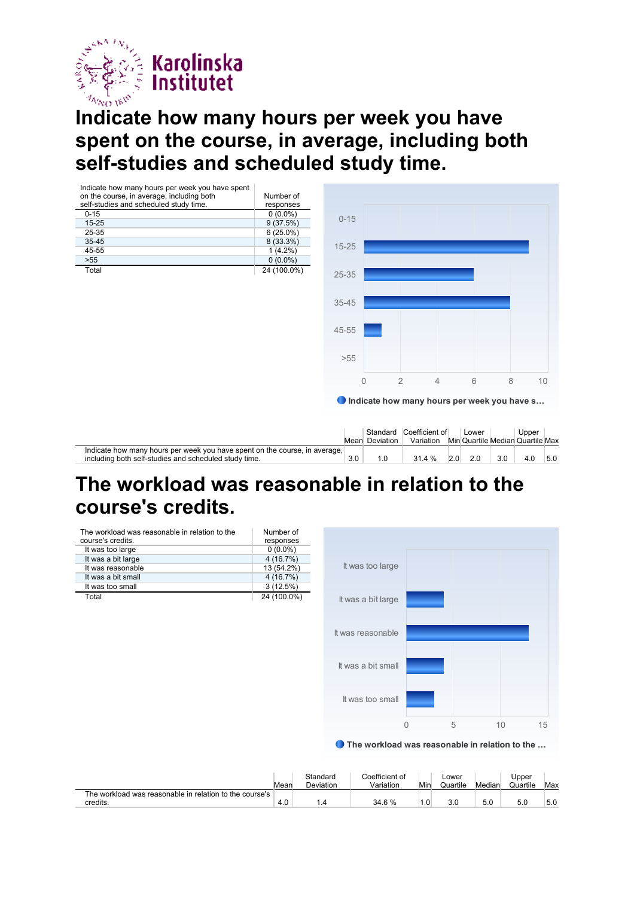# Indicate how many hours per week you have spent on the course, in average, including both self-studies and scheduled study time.

| Indicate how many hours per week you have spent on the course, in average, including both self-studies and scheduled study time. | Number of responses |
|---|---|
| 0-15 | 0 (0.0%) |
| 15-25 | 9 (37.5%) |
| 25-35 | 6 (25.0%) |
| 35-45 | 8 (33.3%) |
| 45-55 | 1 (4.2%) |
| >55 | 0 (0.0%) |
| Total | 24 (100.0%) |

|  | Mean | Standard Deviation | Coefficient of Variation | Min | Lower Quartile | Median | Upper Quartile | Max |
|---|---|---|---|---|---|---|---|---|
| Indicate how many hours per week you have spent on the course, in average, including both self-studies and scheduled study time. | 3.0 | 1.0 | 31.4 % | 2.0 | 2.0 | 3.0 | 4.0 | 5.0 |

# The workload was reasonable in relation to the course's credits.

| The workload was reasonable in relation to the course's credits. | Number of responses |
|---|---|
| It was too large | 0 (0.0%) |
| It was a bit large | 4 (16.7%) |
| It was reasonable | 13 (54.2%) |
| It was a bit small | 4 (16.7%) |
| It was too small | 3 (12.5%) |
| Total | 24 (100.0%) |

|  | Mean | Standard Deviation | Coefficient of Variation | Min | Lower Quartile | Median | Upper Quartile | Max |
|---|---|---|---|---|---|---|---|---|
| The workload was reasonable in relation to the course's credits. | 4.0 | 1.4 | 34.6 % | 1.0 | 3.0 | 5.0 | 5.0 | 5.0 |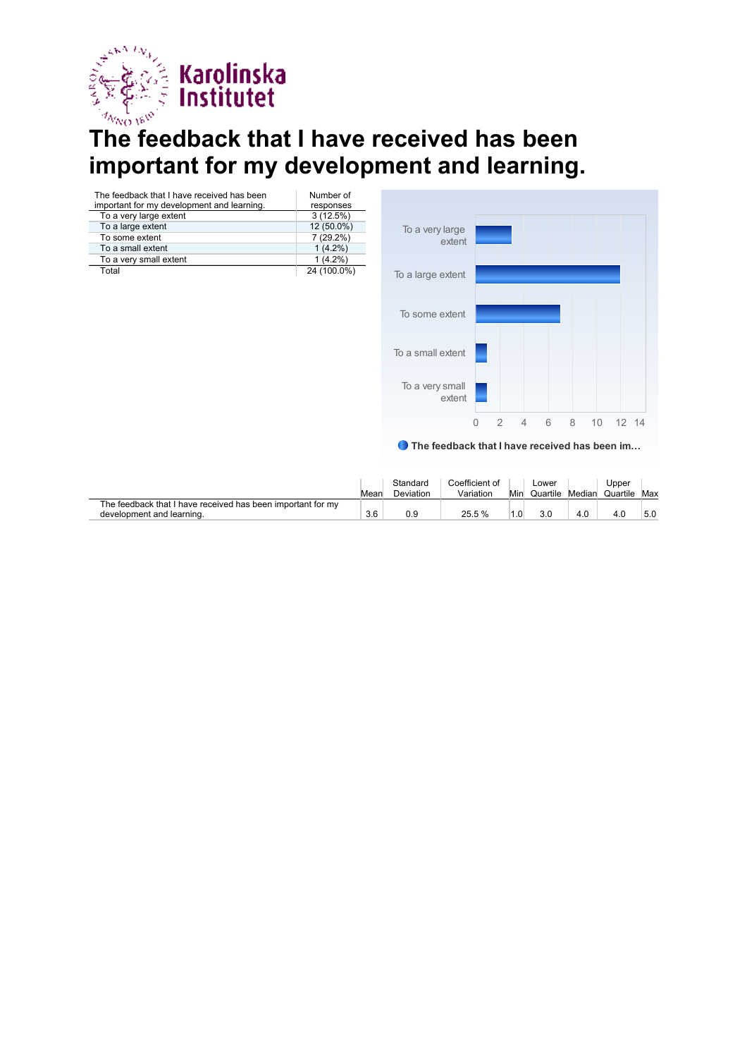# The feedback that I have received has been important for my development and learning.

| The feedback that I have received has been important for my development and learning. | Number of responses |
|---|---|
| To a very large extent | 3 (12.5%) |
| To a large extent | 12 (50.0%) |
| To some extent | 7 (29.2%) |
| To a small extent | 1 (4.2%) |
| To a very small extent | 1 (4.2%) |
| Total | 24 (100.0%) |

| | Mean | Standard Deviation | Coefficient of Variation | Min | Lower Quartile | Median | Upper Quartile | Max |
|---|---|---|---|---|---|---|---|---|
| The feedback that I have received has been important for my development and learning. | 3.6 | 0.9 | 25.5 % | 1.0 | 3.0 | 4.0 | 4.0 | 5.0 |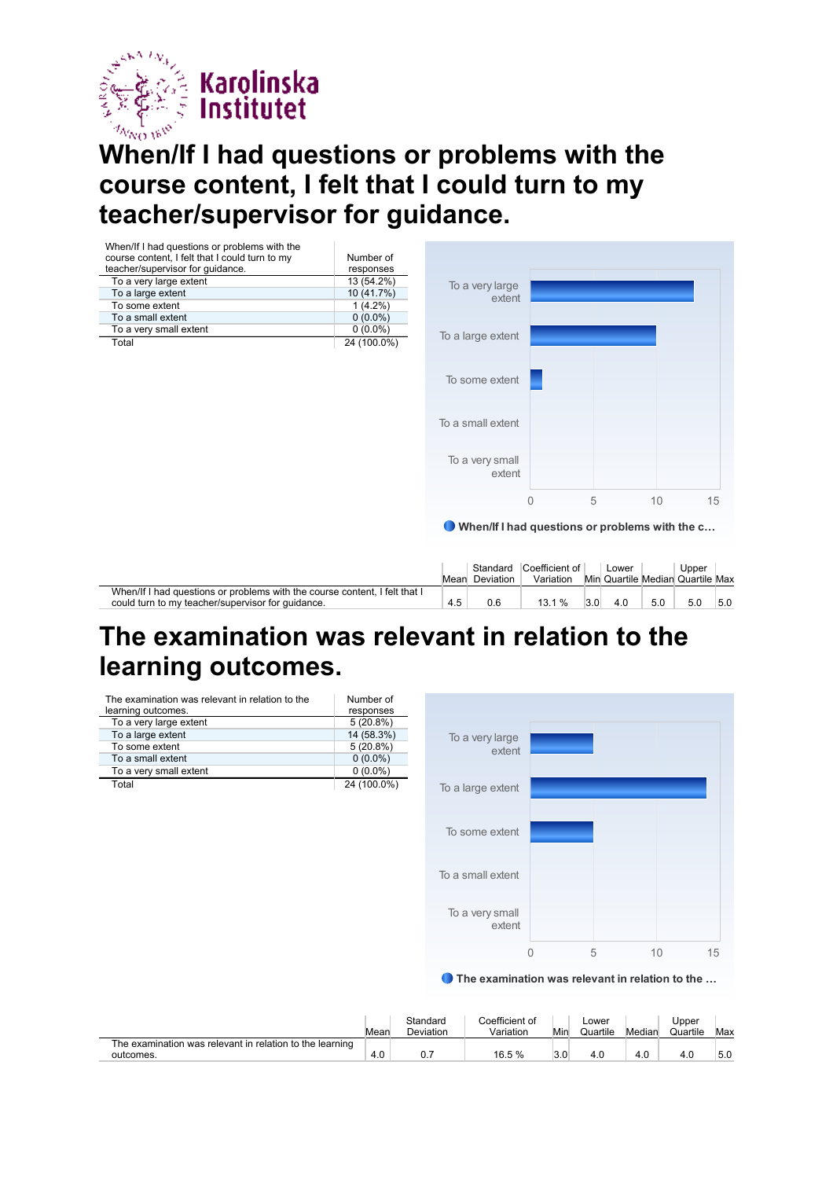# When/If I had questions or problems with the course content, I felt that I could turn to my teacher/supervisor for guidance.

| When/If I had questions or problems with the course content, I felt that I could turn to my teacher/supervisor for guidance. | Number of responses |
|---|---|
| To a very large extent | 13 (54.2%) |
| To a large extent | 10 (41.7%) |
| To some extent | 1 (4.2%) |
| To a small extent | 0 (0.0%) |
| To a very small extent | 0 (0.0%) |
| Total | 24 (100.0%) |

| | Mean | Standard Deviation | Coefficient of Variation | Min | Lower Quartile | Median | Upper Quartile | Max |
|---|---|---|---|---|---|---|---|---|
| When/If I had questions or problems with the course content, I felt that I could turn to my teacher/supervisor for guidance. | 4.5 | 0.6 | 13.1 % | 3.0 | 4.0 | 5.0 | 5.0 | 5.0 |

# The examination was relevant in relation to the learning outcomes.

| The examination was relevant in relation to the learning outcomes. | Number of responses |
|---|---|
| To a very large extent | 5 (20.8%) |
| To a large extent | 14 (58.3%) |
| To some extent | 5 (20.8%) |
| To a small extent | 0 (0.0%) |
| To a very small extent | 0 (0.0%) |
| Total | 24 (100.0%) |

| | Mean | Standard Deviation | Coefficient of Variation | Min | Lower Quartile | Median | Upper Quartile | Max |
|---|---|---|---|---|---|---|---|---|
| The examination was relevant in relation to the learning outcomes. | 4.0 | 0.7 | 16.5 % | 3.0 | 4.0 | 4.0 | 4.0 | 5.0 |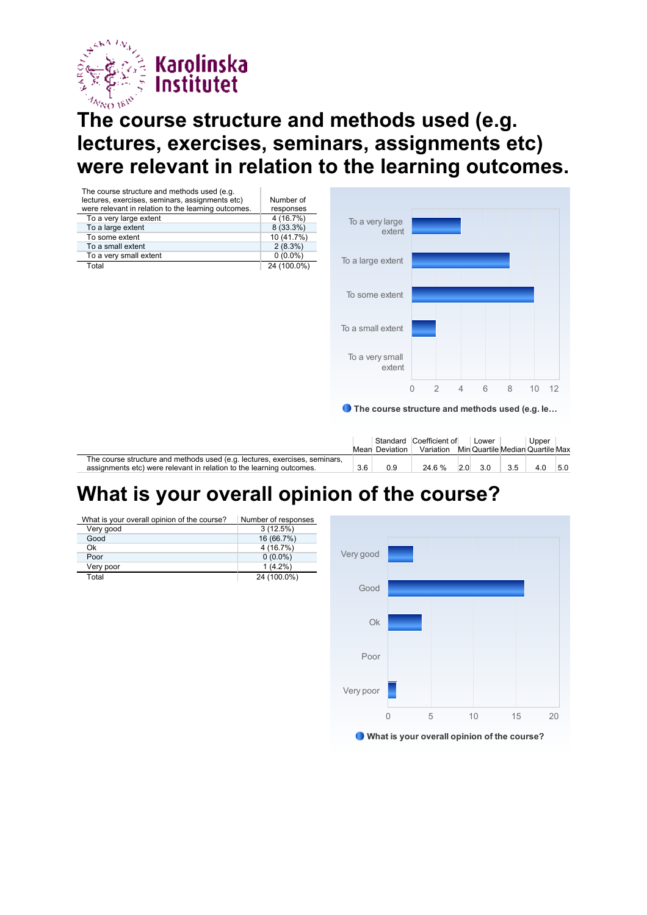# The course structure and methods used (e.g. lectures, exercises, seminars, assignments etc) were relevant in relation to the learning outcomes.

| The course structure and methods used (e.g. lectures, exercises, seminars, assignments etc) were relevant in relation to the learning outcomes. | Number of responses |
|---|---|
| To a very large extent | 4 (16.7%) |
| To a large extent | 8 (33.3%) |
| To some extent | 10 (41.7%) |
| To a small extent | 2 (8.3%) |
| To a very small extent | 0 (0.0%) |
| Total | 24 (100.0%) |

| | Mean | Standard Deviation | Coefficient of Variation | Min | Lower Quartile | Median | Upper Quartile | Max |
|---|---|---|---|---|---|---|---|---|
| The course structure and methods used (e.g. lectures, exercises, seminars, assignments etc) were relevant in relation to the learning outcomes. | 3.6 | 0.9 | 24.6 % | 2.0 | 3.0 | 3.5 | 4.0 | 5.0 |

# What is your overall opinion of the course?

| What is your overall opinion of the course? | Number of responses |
|---|---|
| Very good | 3 (12.5%) |
| Good | 16 (66.7%) |
| Ok | 4 (16.7%) |
| Poor | 0 (0.0%) |
| Very poor | 1 (4.2%) |
| Total | 24 (100.0%) |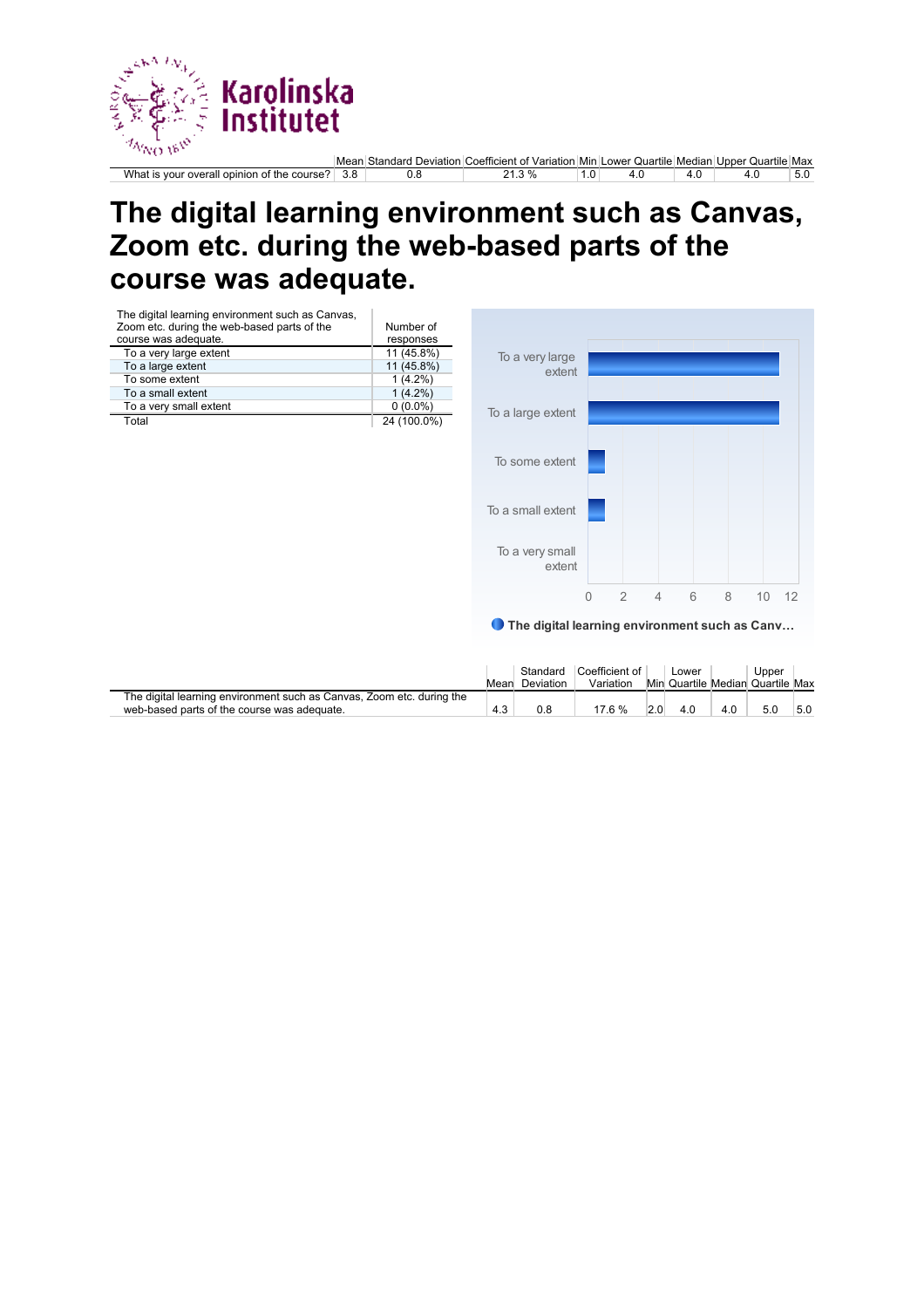| | Mean | Standard Deviation | Coefficient of Variation | Min | Lower Quartile | Median | Upper Quartile | Max |
|---|---|---|---|---|---|---|---|---|
| What is your overall opinion of the course? | 3.8 | 0.8 | 21.3 % | 1.0 | 4.0 | 4.0 | 4.0 | 5.0 |

# The digital learning environment such as Canvas, Zoom etc. during the web-based parts of the course was adequate.

| The digital learning environment such as Canvas, Zoom etc. during the web-based parts of the course was adequate. | Number of responses |
|---|---|
| To a very large extent | 11 (45.8%) |
| To a large extent | 11 (45.8%) |
| To some extent | 1 (4.2%) |
| To a small extent | 1 (4.2%) |
| To a very small extent | 0 (0.0%) |
| Total | 24 (100.0%) |

To a very large extent
To a large extent
To some extent
To a small extent
To a very small extent
0 2 4 6 8 10 12
The digital learning environment such as Canv...

| | Mean | Standard Deviation | Coefficient of Variation | Min | Lower Quartile | Median | Upper Quartile | Max |
|---|---|---|---|---|---|---|---|---|
| The digital learning environment such as Canvas, Zoom etc. during the web-based parts of the course was adequate. | 4.3 | 0.8 | 17.6 % | 2.0 | 4.0 | 4.0 | 5.0 | 5.0 |